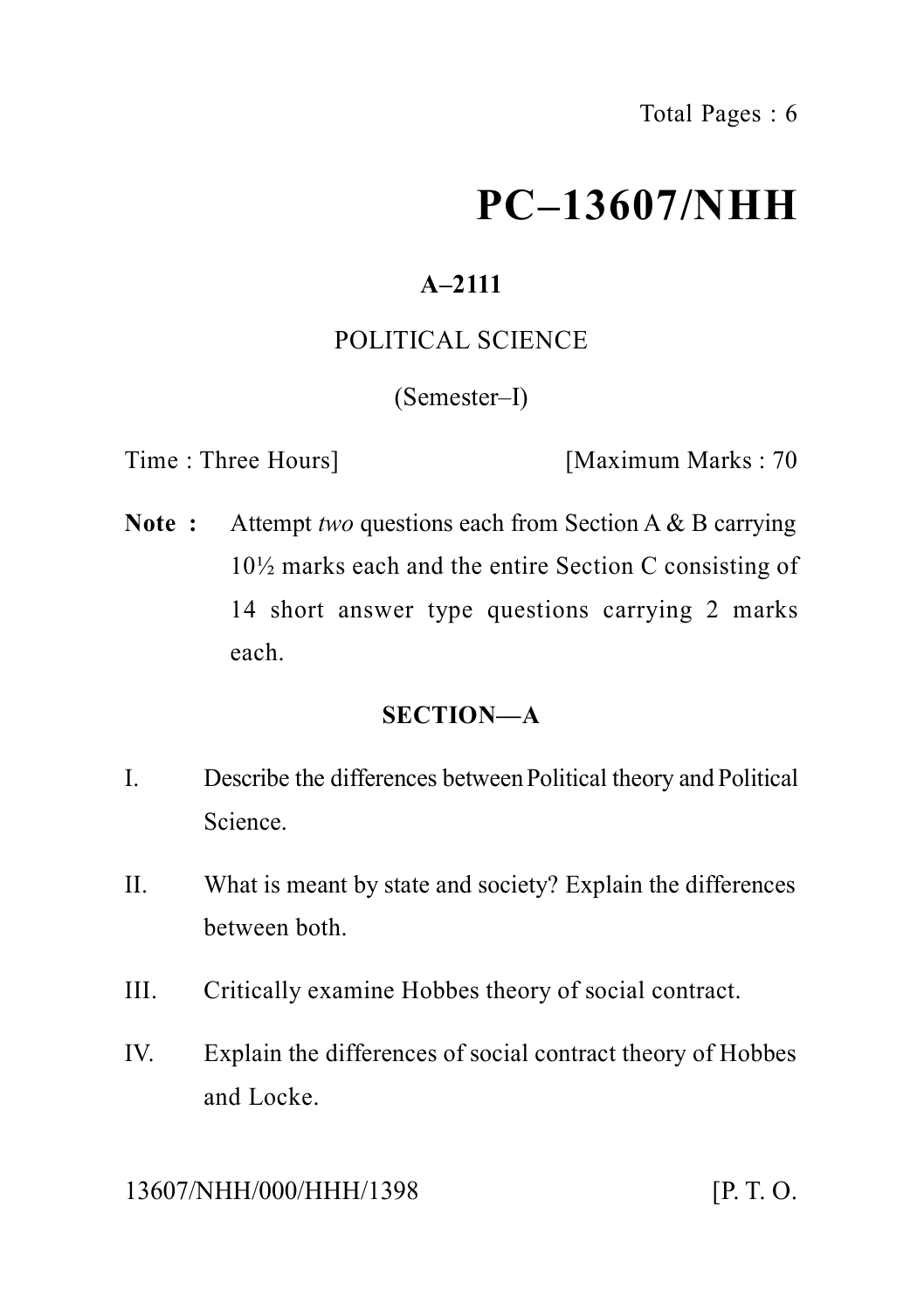# PC–13607/NHH

**A–2111**

POLITICAL SCIENCE

(Semester–I)

Time : Three Hours] [Maximum Marks : 70

**Note :** Attempt *two* questions each from Section A & B carrying 10½ marks each and the entire Section C consisting of 14 short answer type questions carrying 2 marks each.

## SECTION—A

I. Describe the differences between Political theory and Political Science.

II. What is meant by state and society? Explain the differences between both.

III. Critically examine Hobbes theory of social contract.

IV. Explain the differences of social contract theory of Hobbes and Locke.

13607/NHH/000/HHH/1398 [P. T. O.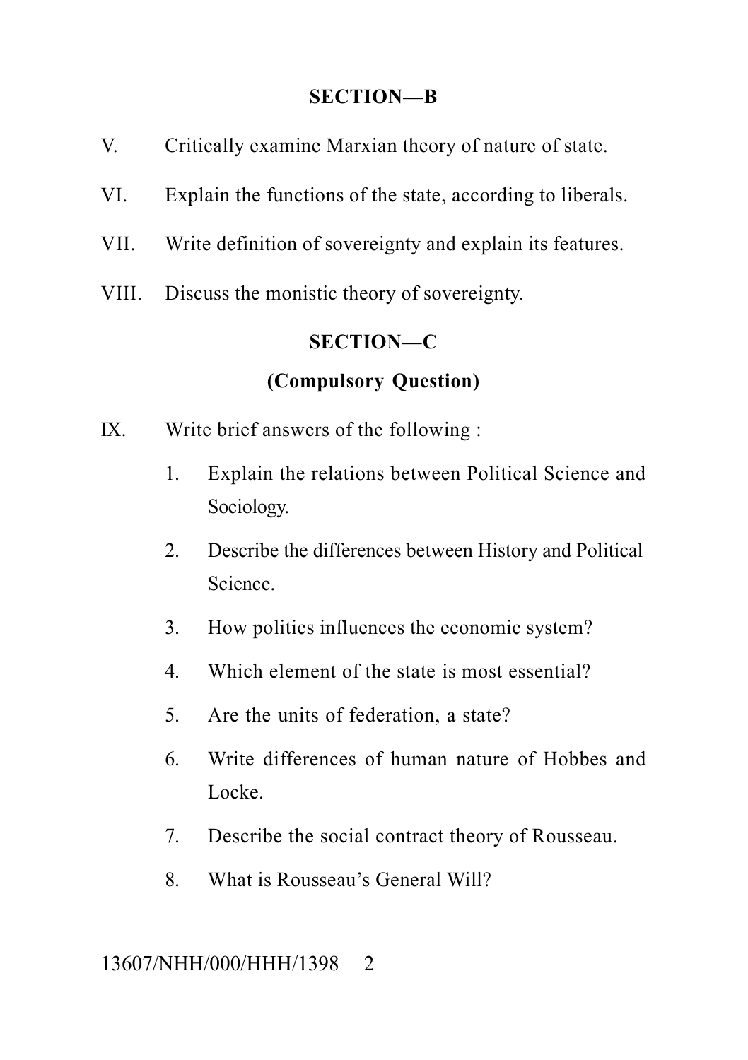## SECTION—B

V. Critically examine Marxian theory of nature of state.

VI. Explain the functions of the state, according to liberals.

VII. Write definition of sovereignty and explain its features.

VIII. Discuss the monistic theory of sovereignty.

## SECTION—C

### (Compulsory Question)

IX. Write brief answers of the following :

1. Explain the relations between Political Science and Sociology.
2. Describe the differences between History and Political Science.
3. How politics influences the economic system?
4. Which element of the state is most essential?
5. Are the units of federation, a state?
6. Write differences of human nature of Hobbes and Locke.
7. Describe the social contract theory of Rousseau.
8. What is Rousseau's General Will?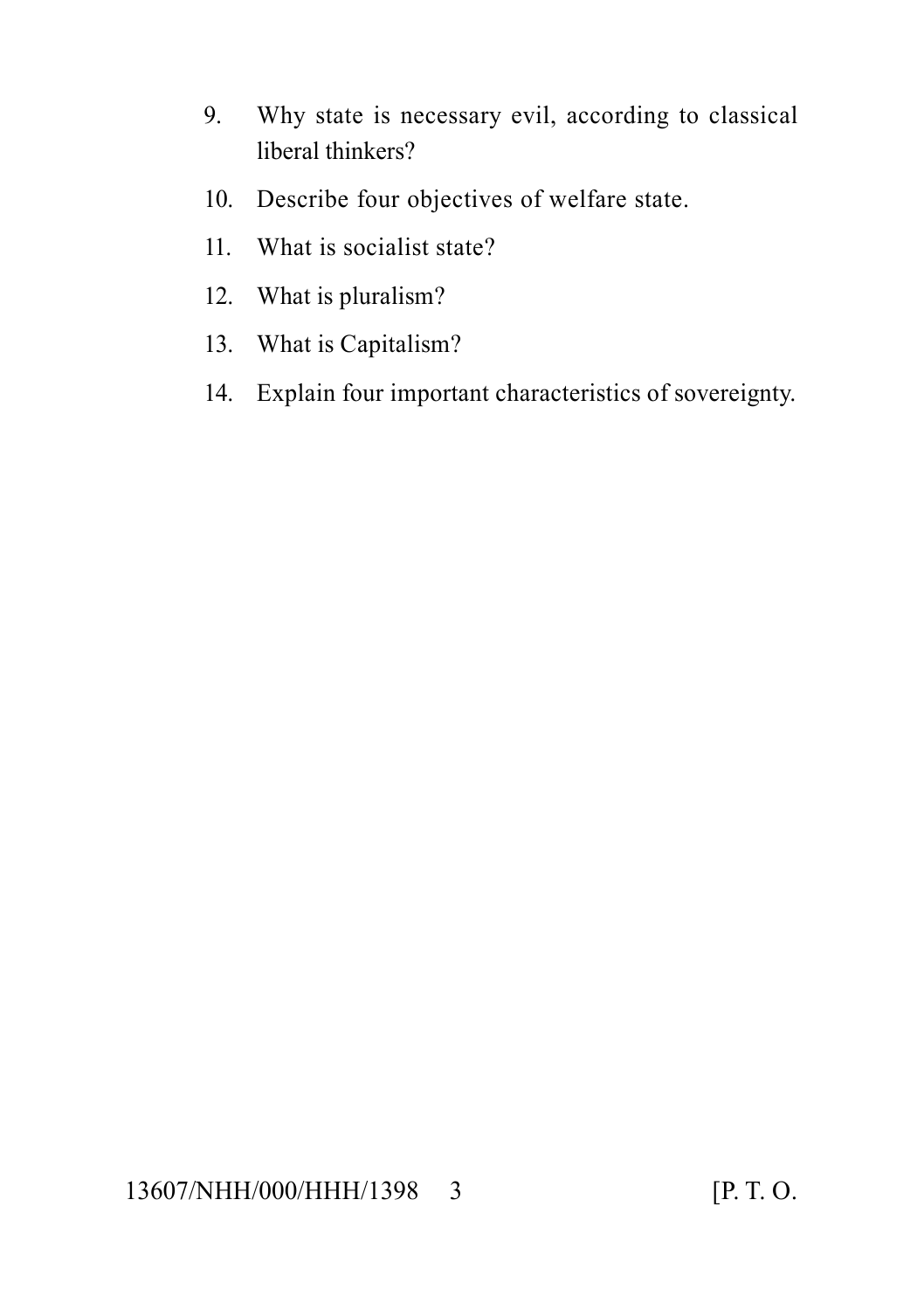9. Why state is necessary evil, according to classical liberal thinkers?
10. Describe four objectives of welfare state.
11. What is socialist state?
12. What is pluralism?
13. What is Capitalism?
14. Explain four important characteristics of sovereignty.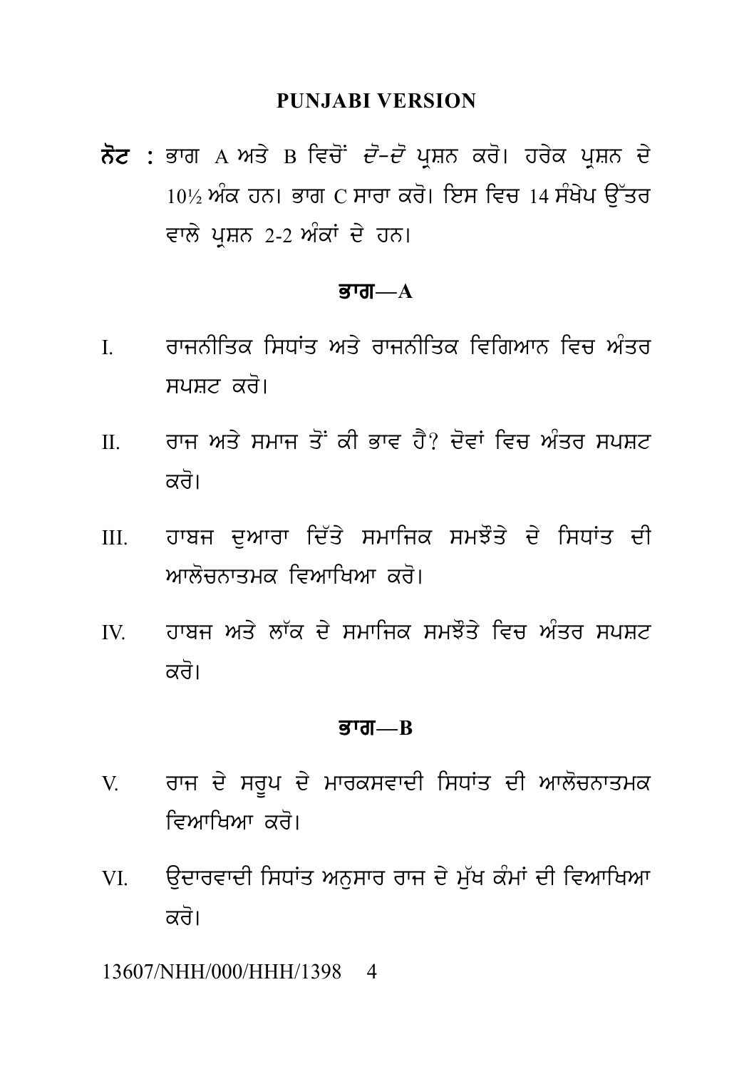**PUNJABI VERSION**

**ਨੋਟ :** ਭਾਗ A ਅਤੇ B ਵਿਚੋਂ *ਦੋ-ਦੋ* ਪ੍ਰਸ਼ਨ ਕਰੋ। ਹਰੇਕ ਪ੍ਰਸ਼ਨ ਦੇ 10½ ਅੰਕ ਹਨ। ਭਾਗ C ਸਾਰਾ ਕਰੋ। ਇਸ ਵਿਚ 14 ਸੰਖੇਪ ਉੱਤਰ ਵਾਲੇ ਪ੍ਰਸ਼ਨ 2-2 ਅੰਕਾਂ ਦੇ ਹਨ।

## ਭਾਗ—A

I. ਰਾਜਨੀਤਿਕ ਸਿਧਾਂਤ ਅਤੇ ਰਾਜਨੀਤਿਕ ਵਿਗਿਆਨ ਵਿਚ ਅੰਤਰ ਸਪਸ਼ਟ ਕਰੋ।

II. ਰਾਜ ਅਤੇ ਸਮਾਜ ਤੋਂ ਕੀ ਭਾਵ ਹੈ? ਦੋਵਾਂ ਵਿਚ ਅੰਤਰ ਸਪਸ਼ਟ ਕਰੋ।

III. ਹਾਬਜ ਦੁਆਰਾ ਦਿੱਤੇ ਸਮਾਜਿਕ ਸਮਝੌਤੇ ਦੇ ਸਿਧਾਂਤ ਦੀ ਆਲੋਚਨਾਤਮਕ ਵਿਆਖਿਆ ਕਰੋ।

IV. ਹਾਬਜ ਅਤੇ ਲਾੱਕ ਦੇ ਸਮਾਜਿਕ ਸਮਝੌਤੇ ਵਿਚ ਅੰਤਰ ਸਪਸ਼ਟ ਕਰੋ।

## ਭਾਗ—B

V. ਰਾਜ ਦੇ ਸਰੂਪ ਦੇ ਮਾਰਕਸਵਾਦੀ ਸਿਧਾਂਤ ਦੀ ਆਲੋਚਨਾਤਮਕ ਵਿਆਖਿਆ ਕਰੋ।

VI. ਉਦਾਰਵਾਦੀ ਸਿਧਾਂਤ ਅਨੁਸਾਰ ਰਾਜ ਦੇ ਮੁੱਖ ਕੰਮਾਂ ਦੀ ਵਿਆਖਿਆ ਕਰੋ।

13607/NHH/000/HHH/1398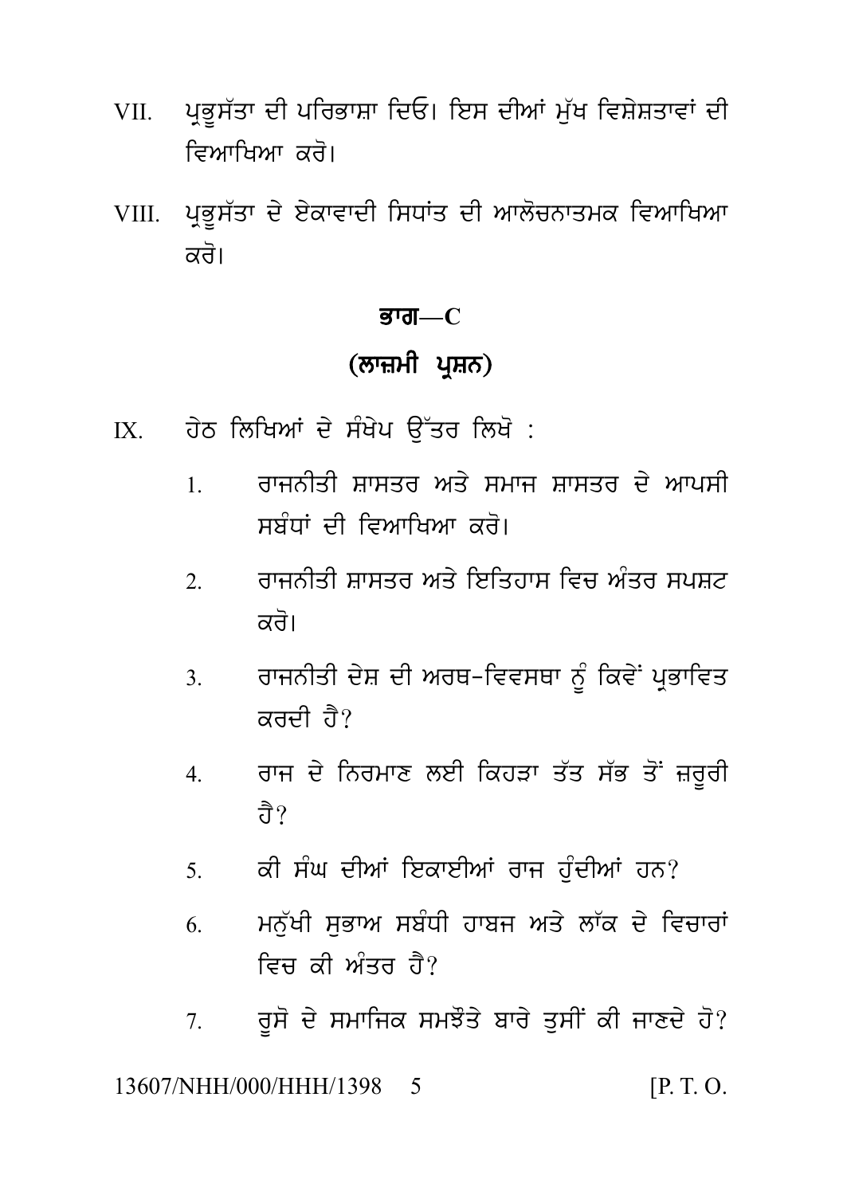VII. ਪ੍ਰਭੂਸੱਤਾ ਦੀ ਪਰਿਭਾਸ਼ਾ ਦਿਓ। ਇਸ ਦੀਆਂ ਮੁੱਖ ਵਿਸ਼ੇਸ਼ਤਾਵਾਂ ਦੀ ਵਿਆਖਿਆ ਕਰੋ।

VIII. ਪ੍ਰਭੂਸੱਤਾ ਦੇ ਏਕਾਵਾਦੀ ਸਿਧਾਂਤ ਦੀ ਆਲੋਚਨਾਤਮਕ ਵਿਆਖਿਆ ਕਰੋ।

## ਭਾਗ—C

### (ਲਾਜ਼ਮੀ ਪ੍ਰਸ਼ਨ)

IX. ਹੇਠ ਲਿਖਿਆਂ ਦੇ ਸੰਖੇਪ ਉੱਤਰ ਲਿਖੋ :

1. ਰਾਜਨੀਤੀ ਸ਼ਾਸਤਰ ਅਤੇ ਸਮਾਜ ਸ਼ਾਸਤਰ ਦੇ ਆਪਸੀ ਸਬੰਧਾਂ ਦੀ ਵਿਆਖਿਆ ਕਰੋ।
2. ਰਾਜਨੀਤੀ ਸ਼ਾਸਤਰ ਅਤੇ ਇਤਿਹਾਸ ਵਿਚ ਅੰਤਰ ਸਪਸ਼ਟ ਕਰੋ।
3. ਰਾਜਨੀਤੀ ਦੇਸ਼ ਦੀ ਅਰਥ-ਵਿਵਸਥਾ ਨੂੰ ਕਿਵੇਂ ਪ੍ਰਭਾਵਿਤ ਕਰਦੀ ਹੈ?
4. ਰਾਜ ਦੇ ਨਿਰਮਾਣ ਲਈ ਕਿਹੜਾ ਤੱਤ ਸੱਭ ਤੋਂ ਜ਼ਰੂਰੀ ਹੈ?
5. ਕੀ ਸੰਘ ਦੀਆਂ ਇਕਾਈਆਂ ਰਾਜ ਹੁੰਦੀਆਂ ਹਨ?
6. ਮਨੁੱਖੀ ਸੁਭਾਅ ਸਬੰਧੀ ਹਾਬਜ ਅਤੇ ਲਾੱਕ ਦੇ ਵਿਚਾਰਾਂ ਵਿਚ ਕੀ ਅੰਤਰ ਹੈ?
7. ਰੂਸੋ ਦੇ ਸਮਾਜਿਕ ਸਮਝੌਤੇ ਬਾਰੇ ਤੁਸੀਂ ਕੀ ਜਾਣਦੇ ਹੋ?

13607/NHH/000/HHH/1398 [P. T. O.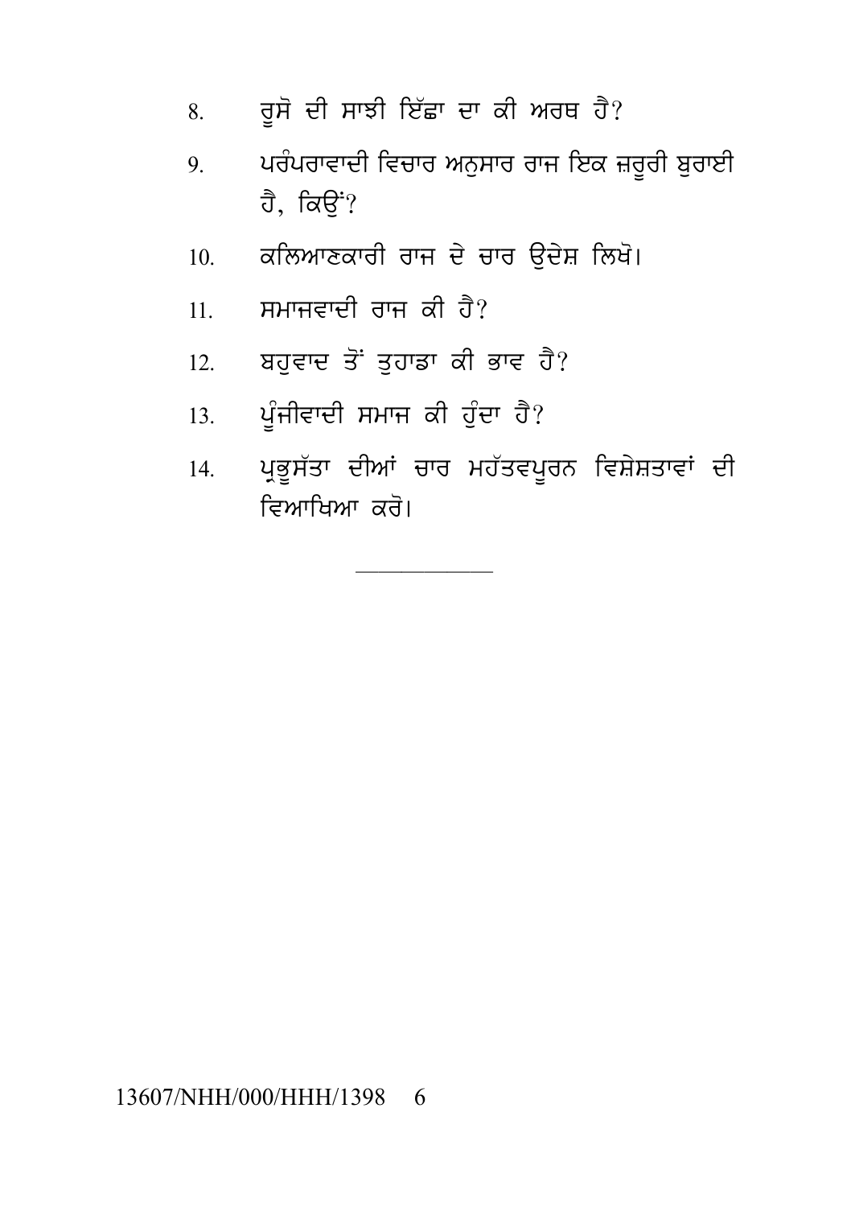8. ਰੂਸੋ ਦੀ ਸਾਝੀ ਇੱਛਾ ਦਾ ਕੀ ਅਰਥ ਹੈ?

9. ਪਰੰਪਰਾਵਾਦੀ ਵਿਚਾਰ ਅਨੁਸਾਰ ਰਾਜ ਇਕ ਜ਼ਰੂਰੀ ਬੁਰਾਈ ਹੈ, ਕਿਉਂ?

10. ਕਲਿਆਣਕਾਰੀ ਰਾਜ ਦੇ ਚਾਰ ਉਦੇਸ਼ ਲਿਖੋ।

11. ਸਮਾਜਵਾਦੀ ਰਾਜ ਕੀ ਹੈ?

12. ਬਹੁਵਾਦ ਤੋਂ ਤੁਹਾਡਾ ਕੀ ਭਾਵ ਹੈ?

13. ਪੂੰਜੀਵਾਦੀ ਸਮਾਜ ਕੀ ਹੁੰਦਾ ਹੈ?

14. ਪ੍ਰਭੂਸੱਤਾ ਦੀਆਂ ਚਾਰ ਮਹੱਤਵਪੂਰਨ ਵਿਸ਼ੇਸ਼ਤਾਵਾਂ ਦੀ ਵਿਆਖਿਆ ਕਰੋ।

---

13607/NHH/000/HHH/1398